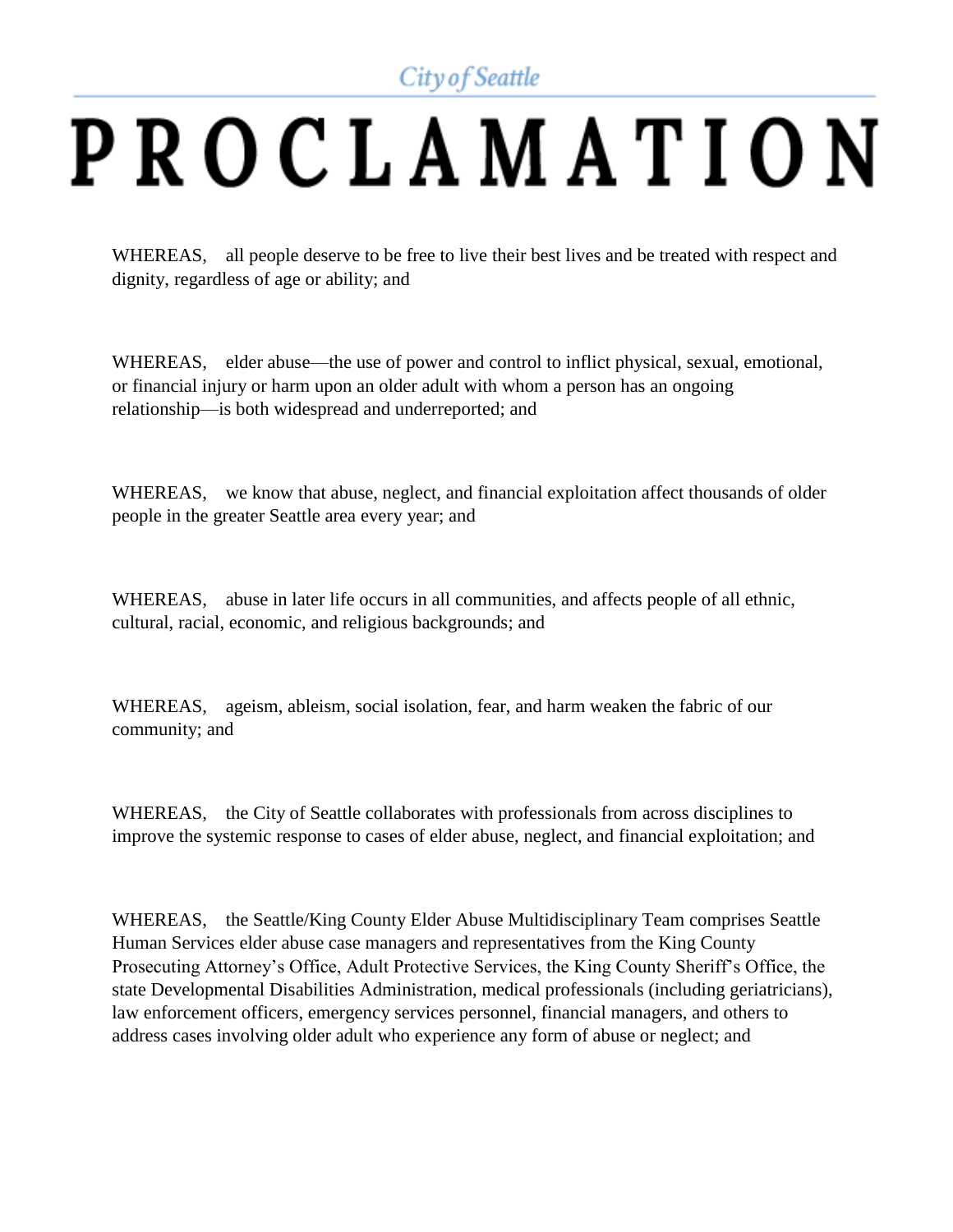City of Seattle

# PROCLAMATION

WHEREAS, all people deserve to be free to live their best lives and be treated with respect and dignity, regardless of age or ability; and

WHEREAS, elder abuse—the use of power and control to inflict physical, sexual, emotional, or financial injury or harm upon an older adult with whom a person has an ongoing relationship—is both widespread and underreported; and

WHEREAS, we know that abuse, neglect, and financial exploitation affect thousands of older people in the greater Seattle area every year; and

WHEREAS, abuse in later life occurs in all communities, and affects people of all ethnic, cultural, racial, economic, and religious backgrounds; and

WHEREAS, ageism, ableism, social isolation, fear, and harm weaken the fabric of our community; and

WHEREAS, the City of Seattle collaborates with professionals from across disciplines to improve the systemic response to cases of elder abuse, neglect, and financial exploitation; and

WHEREAS, the Seattle/King County Elder Abuse Multidisciplinary Team comprises Seattle Human Services elder abuse case managers and representatives from the King County Prosecuting Attorney's Office, Adult Protective Services, the King County Sheriff's Office, the state Developmental Disabilities Administration, medical professionals (including geriatricians), law enforcement officers, emergency services personnel, financial managers, and others to address cases involving older adult who experience any form of abuse or neglect; and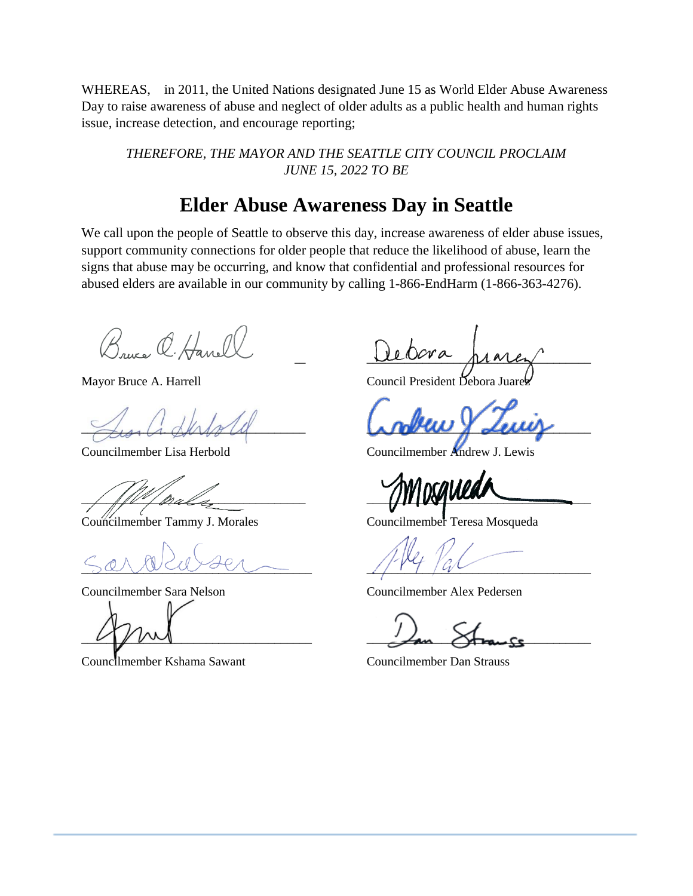WHEREAS, in 2011, the United Nations designated June 15 as World Elder Abuse Awareness Day to raise awareness of abuse and neglect of older adults as a public health and human rights issue, increase detection, and encourage reporting;

*THEREFORE, THE MAYOR AND THE SEATTLE CITY COUNCIL PROCLAIM JUNE 15, 2022 TO BE*

# Elder Abuse Awareness Day in Seattle

We call upon the people of Seattle to observe this day, increase awareness of elder abuse issues, support community connections for older people that reduce the likelihood of abuse, learn the signs that abuse may be occurring, and know that confidential and professional resources for abused elders are available in our community by calling 1-866-EndHarm (1-866-363-4276).

Mayor Bruce A. Harrell

Council President Debora Juarez

Councilmember Lisa Herbold

Councilmember Andrew J. Lewis

Councilmember Tammy J. Morales

Councilmember Teresa Mosqueda

Councilmember Sara Nelson

Councilmember Alex Pedersen

Councilmember Kshama Sawant

Councilmember Dan Strauss